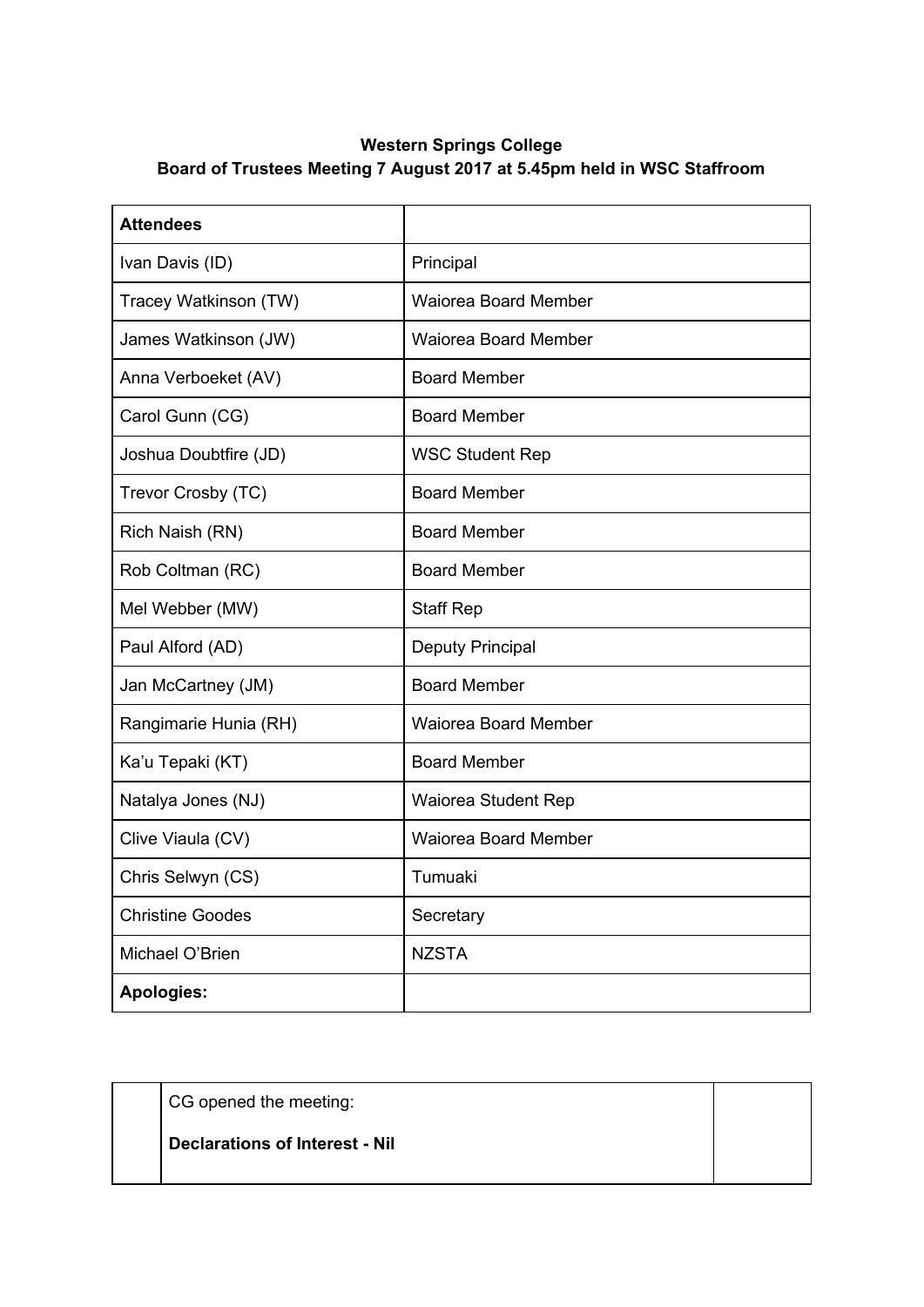**Western Springs College**
**Board of Trustees Meeting 7 August 2017 at 5.45pm held in WSC Staffroom**

| **Attendees** | |
|---|---|
| Ivan Davis (ID) | Principal |
| Tracey Watkinson (TW) | Waiorea Board Member |
| James Watkinson (JW) | Waiorea Board Member |
| Anna Verboeket (AV) | Board Member |
| Carol Gunn (CG) | Board Member |
| Joshua Doubtfire (JD) | WSC Student Rep |
| Trevor Crosby (TC) | Board Member |
| Rich Naish (RN) | Board Member |
| Rob Coltman (RC) | Board Member |
| Mel Webber (MW) | Staff Rep |
| Paul Alford (AD) | Deputy Principal |
| Jan McCartney (JM) | Board Member |
| Rangimarie Hunia (RH) | Waiorea Board Member |
| Ka'u Tepaki (KT) | Board Member |
| Natalya Jones (NJ) | Waiorea Student Rep |
| Clive Viaula (CV) | Waiorea Board Member |
| Chris Selwyn (CS) | Tumuaki |
| Christine Goodes | Secretary |
| Michael O'Brien | NZSTA |
| **Apologies:** | |

| | | |
|---|---|---|
| | CG opened the meeting:<br><br>**Declarations of Interest - Nil** | |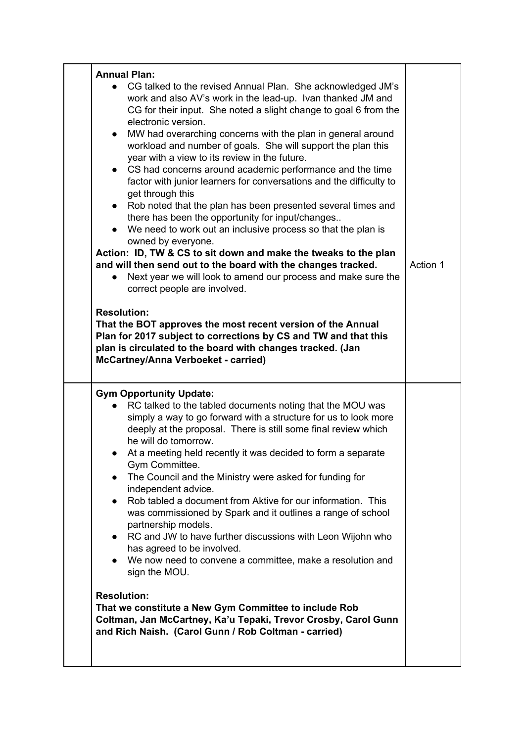| | Content | Action |
|---|---|---|
| | **Annual Plan:**<br>● CG talked to the revised Annual Plan. She acknowledged JM's work and also AV's work in the lead-up. Ivan thanked JM and CG for their input. She noted a slight change to goal 6 from the electronic version.<br>● MW had overarching concerns with the plan in general around workload and number of goals. She will support the plan this year with a view to its review in the future.<br>● CS had concerns around academic performance and the time factor with junior learners for conversations and the difficulty to get through this<br>● Rob noted that the plan has been presented several times and there has been the opportunity for input/changes..<br>● We need to work out an inclusive process so that the plan is owned by everyone.<br>**Action: ID, TW & CS to sit down and make the tweaks to the plan and will then send out to the board with the changes tracked.**<br>● Next year we will look to amend our process and make sure the correct people are involved.<br><br>**Resolution:**<br>**That the BOT approves the most recent version of the Annual Plan for 2017 subject to corrections by CS and TW and that this plan is circulated to the board with changes tracked. (Jan McCartney/Anna Verboeket - carried)** | Action 1 |
| | **Gym Opportunity Update:**<br>● RC talked to the tabled documents noting that the MOU was simply a way to go forward with a structure for us to look more deeply at the proposal. There is still some final review which he will do tomorrow.<br>● At a meeting held recently it was decided to form a separate Gym Committee.<br>● The Council and the Ministry were asked for funding for independent advice.<br>● Rob tabled a document from Aktive for our information. This was commissioned by Spark and it outlines a range of school partnership models.<br>● RC and JW to have further discussions with Leon Wijohn who has agreed to be involved.<br>● We now need to convene a committee, make a resolution and sign the MOU.<br><br>**Resolution:**<br>**That we constitute a New Gym Committee to include Rob Coltman, Jan McCartney, Ka'u Tepaki, Trevor Crosby, Carol Gunn and Rich Naish. (Carol Gunn / Rob Coltman - carried)** | |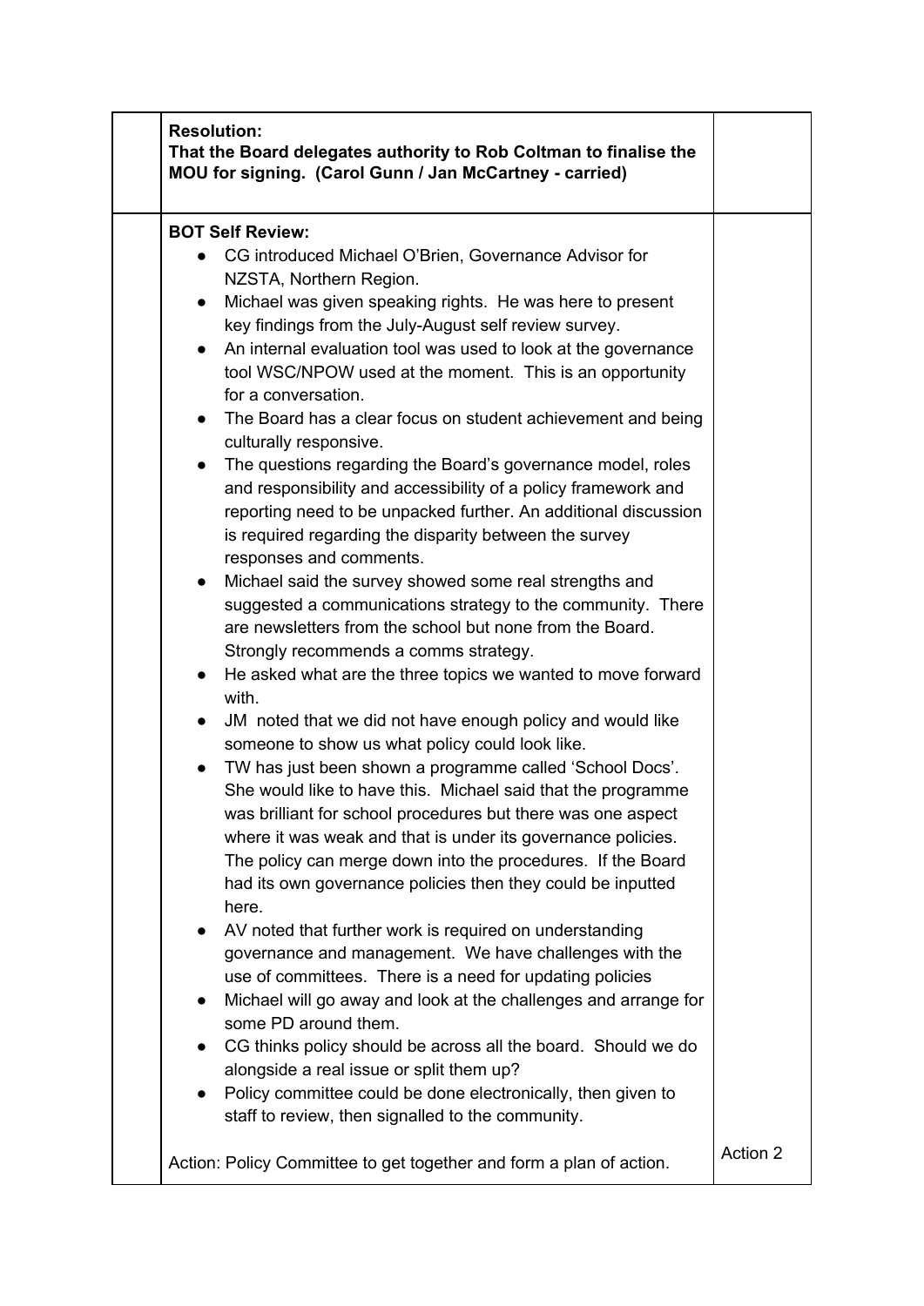| | | |
|---|---|---|
| | **Resolution:**<br>**That the Board delegates authority to Rob Coltman to finalise the MOU for signing. (Carol Gunn / Jan McCartney - carried)** | |
| | **BOT Self Review:**<br>● CG introduced Michael O'Brien, Governance Advisor for NZSTA, Northern Region.<br>● Michael was given speaking rights. He was here to present key findings from the July-August self review survey.<br>● An internal evaluation tool was used to look at the governance tool WSC/NPOW used at the moment. This is an opportunity for a conversation.<br>● The Board has a clear focus on student achievement and being culturally responsive.<br>● The questions regarding the Board's governance model, roles and responsibility and accessibility of a policy framework and reporting need to be unpacked further. An additional discussion is required regarding the disparity between the survey responses and comments.<br>● Michael said the survey showed some real strengths and suggested a communications strategy to the community. There are newsletters from the school but none from the Board. Strongly recommends a comms strategy.<br>● He asked what are the three topics we wanted to move forward with.<br>● JM noted that we did not have enough policy and would like someone to show us what policy could look like.<br>● TW has just been shown a programme called 'School Docs'. She would like to have this. Michael said that the programme was brilliant for school procedures but there was one aspect where it was weak and that is under its governance policies. The policy can merge down into the procedures. If the Board had its own governance policies then they could be inputted here.<br>● AV noted that further work is required on understanding governance and management. We have challenges with the use of committees. There is a need for updating policies<br>● Michael will go away and look at the challenges and arrange for some PD around them.<br>● CG thinks policy should be across all the board. Should we do alongside a real issue or split them up?<br>● Policy committee could be done electronically, then given to staff to review, then signalled to the community.<br><br>Action: Policy Committee to get together and form a plan of action. | Action 2 |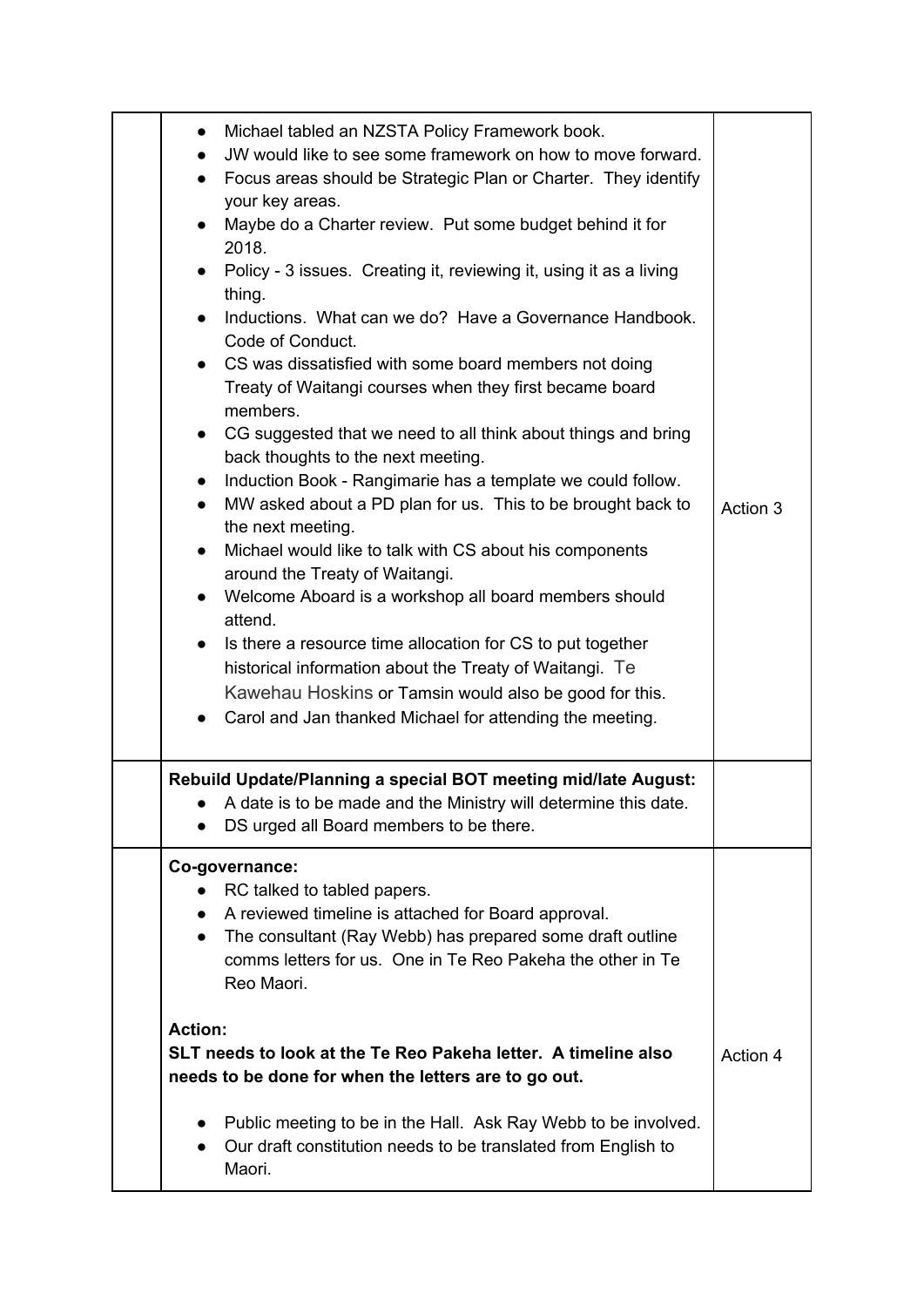| | | |
|---|---|---|
| | • Michael tabled an NZSTA Policy Framework book.<br>• JW would like to see some framework on how to move forward.<br>• Focus areas should be Strategic Plan or Charter. They identify your key areas.<br>• Maybe do a Charter review. Put some budget behind it for 2018.<br>• Policy - 3 issues. Creating it, reviewing it, using it as a living thing.<br>• Inductions. What can we do? Have a Governance Handbook. Code of Conduct.<br>• CS was dissatisfied with some board members not doing Treaty of Waitangi courses when they first became board members.<br>• CG suggested that we need to all think about things and bring back thoughts to the next meeting.<br>• Induction Book - Rangimarie has a template we could follow.<br>• MW asked about a PD plan for us. This to be brought back to the next meeting.<br>• Michael would like to talk with CS about his components around the Treaty of Waitangi.<br>• Welcome Aboard is a workshop all board members should attend.<br>• Is there a resource time allocation for CS to put together historical information about the Treaty of Waitangi. Te Kawehau Hoskins or Tamsin would also be good for this.<br>• Carol and Jan thanked Michael for attending the meeting. | Action 3 |
| | **Rebuild Update/Planning a special BOT meeting mid/late August:**<br>• A date is to be made and the Ministry will determine this date.<br>• DS urged all Board members to be there. | |
| | **Co-governance:**<br>• RC talked to tabled papers.<br>• A reviewed timeline is attached for Board approval.<br>• The consultant (Ray Webb) has prepared some draft outline comms letters for us. One in Te Reo Pakeha the other in Te Reo Maori.<br><br>**Action:**<br>**SLT needs to look at the Te Reo Pakeha letter. A timeline also needs to be done for when the letters are to go out.**<br><br>• Public meeting to be in the Hall. Ask Ray Webb to be involved.<br>• Our draft constitution needs to be translated from English to Maori. | Action 4 |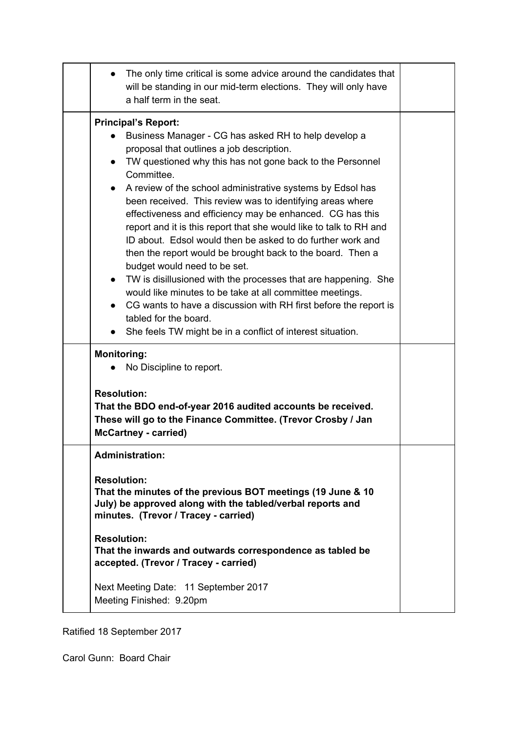| | | |
|---|---|---|
| | - The only time critical is some advice around the candidates that will be standing in our mid-term elections. They will only have a half term in the seat. | |
| | **Principal's Report:**<br>- Business Manager - CG has asked RH to help develop a proposal that outlines a job description.<br>- TW questioned why this has not gone back to the Personnel Committee.<br>- A review of the school administrative systems by Edsol has been received. This review was to identifying areas where effectiveness and efficiency may be enhanced. CG has this report and it is this report that she would like to talk to RH and ID about. Edsol would then be asked to do further work and then the report would be brought back to the board. Then a budget would need to be set.<br>- TW is disillusioned with the processes that are happening. She would like minutes to be take at all committee meetings.<br>- CG wants to have a discussion with RH first before the report is tabled for the board.<br>- She feels TW might be in a conflict of interest situation. | |
| | **Monitoring:**<br>- No Discipline to report.<br><br>**Resolution:**<br>**That the BDO end-of-year 2016 audited accounts be received. These will go to the Finance Committee. (Trevor Crosby / Jan McCartney - carried)** | |
| | **Administration:**<br><br>**Resolution:**<br>**That the minutes of the previous BOT meetings (19 June & 10 July) be approved along with the tabled/verbal reports and minutes. (Trevor / Tracey - carried)**<br><br>**Resolution:**<br>**That the inwards and outwards correspondence as tabled be accepted. (Trevor / Tracey - carried)**<br><br>Next Meeting Date: 11 September 2017<br>Meeting Finished: 9.20pm | |

Ratified 18 September 2017

Carol Gunn: Board Chair